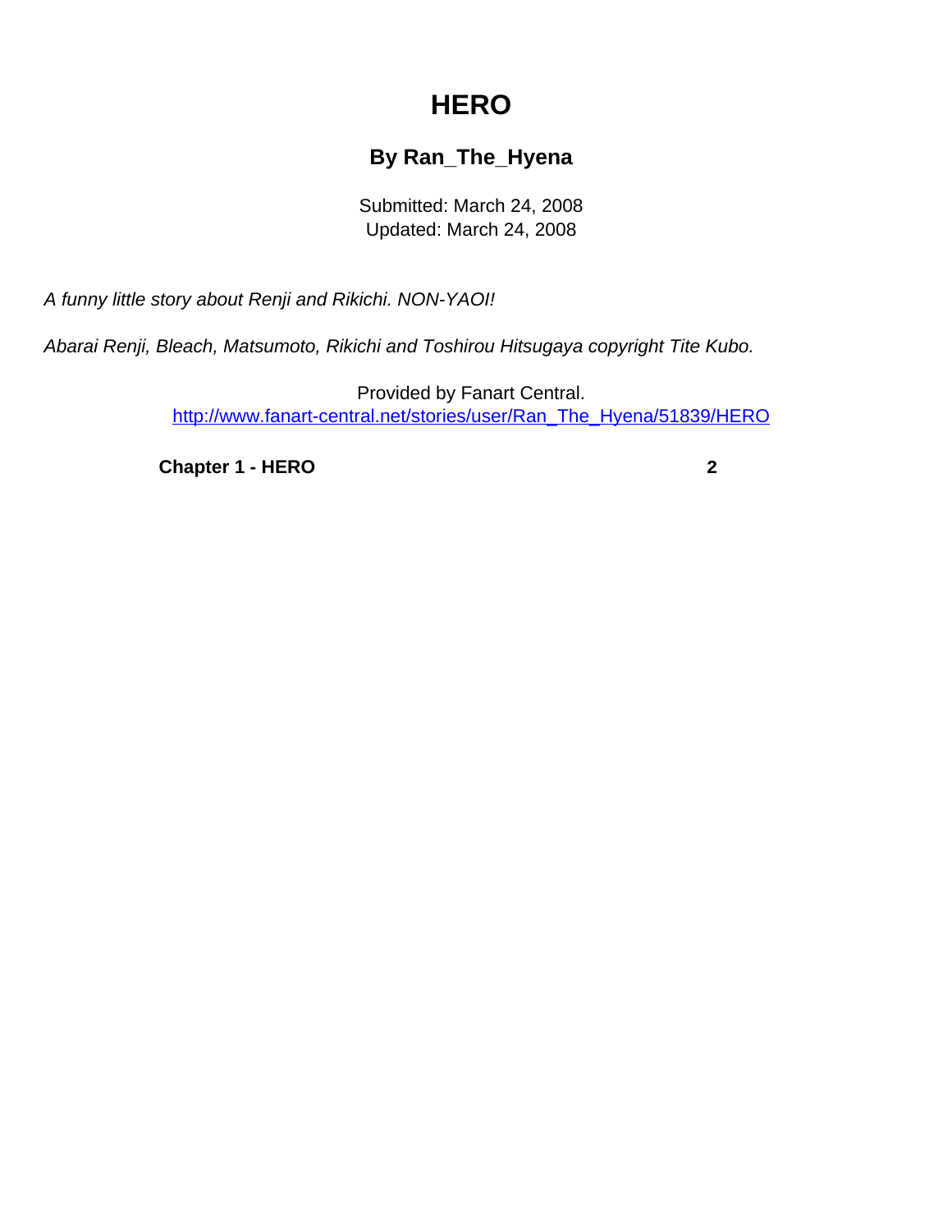# HERO

## By Ran_The_Hyena

Submitted: March 24, 2008
Updated: March 24, 2008

*A funny little story about Renji and Rikichi. NON-YAOI!*

*Abarai Renji, Bleach, Matsumoto, Rikichi and Toshirou Hitsugaya copyright Tite Kubo.*

Provided by Fanart Central.
http://www.fanart-central.net/stories/user/Ran_The_Hyena/51839/HERO

**Chapter 1 - HERO** **2**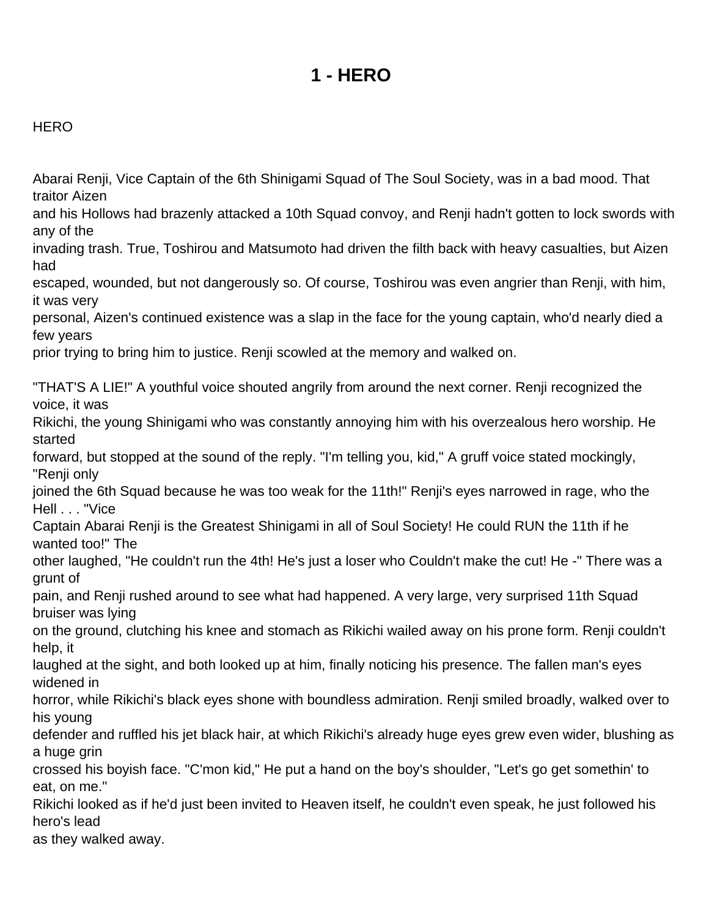# 1 - HERO

HERO

Abarai Renji, Vice Captain of the 6th Shinigami Squad of The Soul Society, was in a bad mood. That traitor Aizen and his Hollows had brazenly attacked a 10th Squad convoy, and Renji hadn't gotten to lock swords with any of the invading trash. True, Toshirou and Matsumoto had driven the filth back with heavy casualties, but Aizen had escaped, wounded, but not dangerously so. Of course, Toshirou was even angrier than Renji, with him, it was very personal, Aizen's continued existence was a slap in the face for the young captain, who'd nearly died a few years prior trying to bring him to justice. Renji scowled at the memory and walked on.

"THAT'S A LIE!" A youthful voice shouted angrily from around the next corner. Renji recognized the voice, it was Rikichi, the young Shinigami who was constantly annoying him with his overzealous hero worship. He started forward, but stopped at the sound of the reply. "I'm telling you, kid," A gruff voice stated mockingly, "Renji only joined the 6th Squad because he was too weak for the 11th!" Renji's eyes narrowed in rage, who the Hell . . . "Vice Captain Abarai Renji is the Greatest Shinigami in all of Soul Society! He could RUN the 11th if he wanted too!" The other laughed, "He couldn't run the 4th! He's just a loser who Couldn't make the cut! He -" There was a grunt of pain, and Renji rushed around to see what had happened. A very large, very surprised 11th Squad bruiser was lying on the ground, clutching his knee and stomach as Rikichi wailed away on his prone form. Renji couldn't help, it laughed at the sight, and both looked up at him, finally noticing his presence. The fallen man's eyes widened in horror, while Rikichi's black eyes shone with boundless admiration. Renji smiled broadly, walked over to his young defender and ruffled his jet black hair, at which Rikichi's already huge eyes grew even wider, blushing as a huge grin crossed his boyish face. "C'mon kid," He put a hand on the boy's shoulder, "Let's go get somethin' to eat, on me." Rikichi looked as if he'd just been invited to Heaven itself, he couldn't even speak, he just followed his hero's lead as they walked away.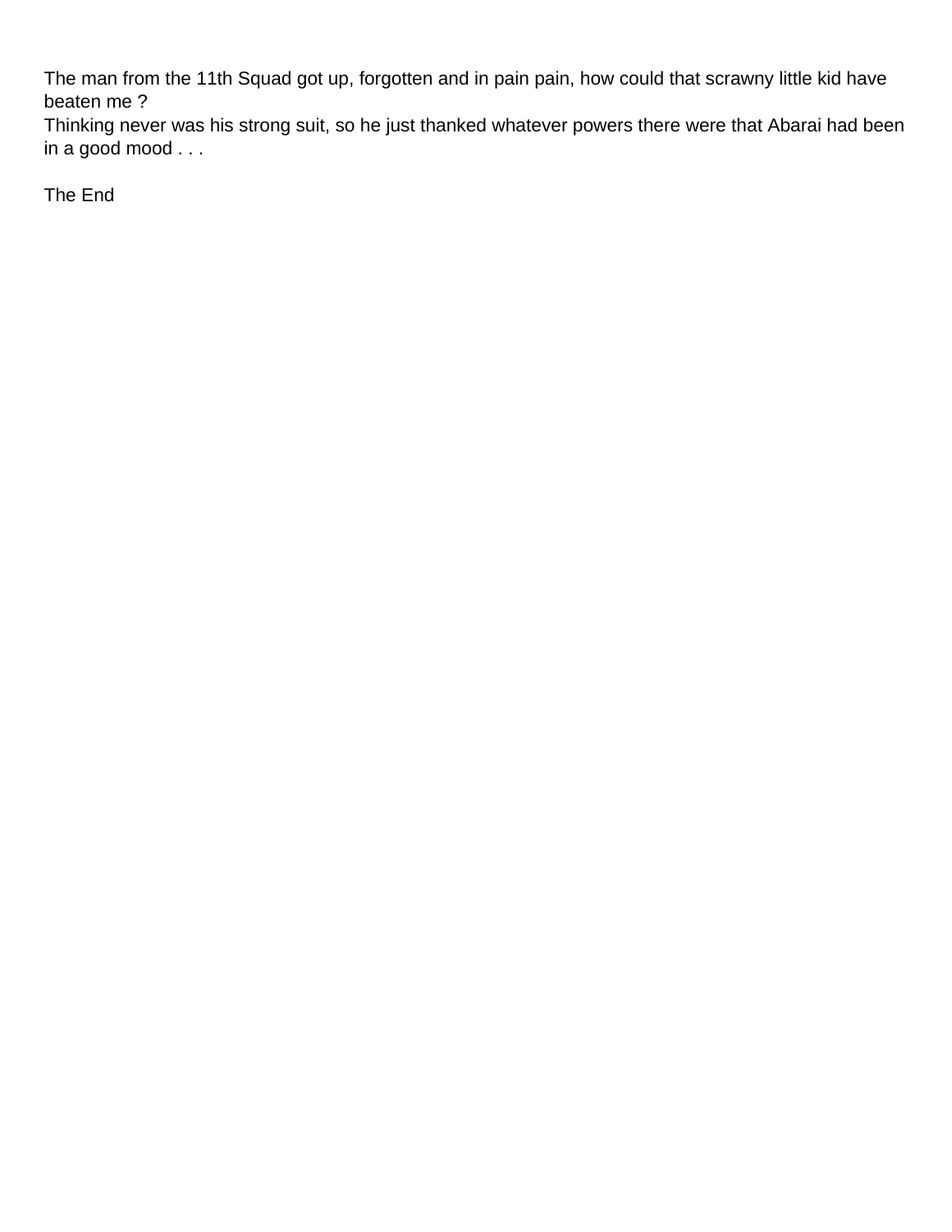The man from the 11th Squad got up, forgotten and in pain pain, how could that scrawny little kid have beaten me ?
Thinking never was his strong suit, so he just thanked whatever powers there were that Abarai had been in a good mood . . .

The End